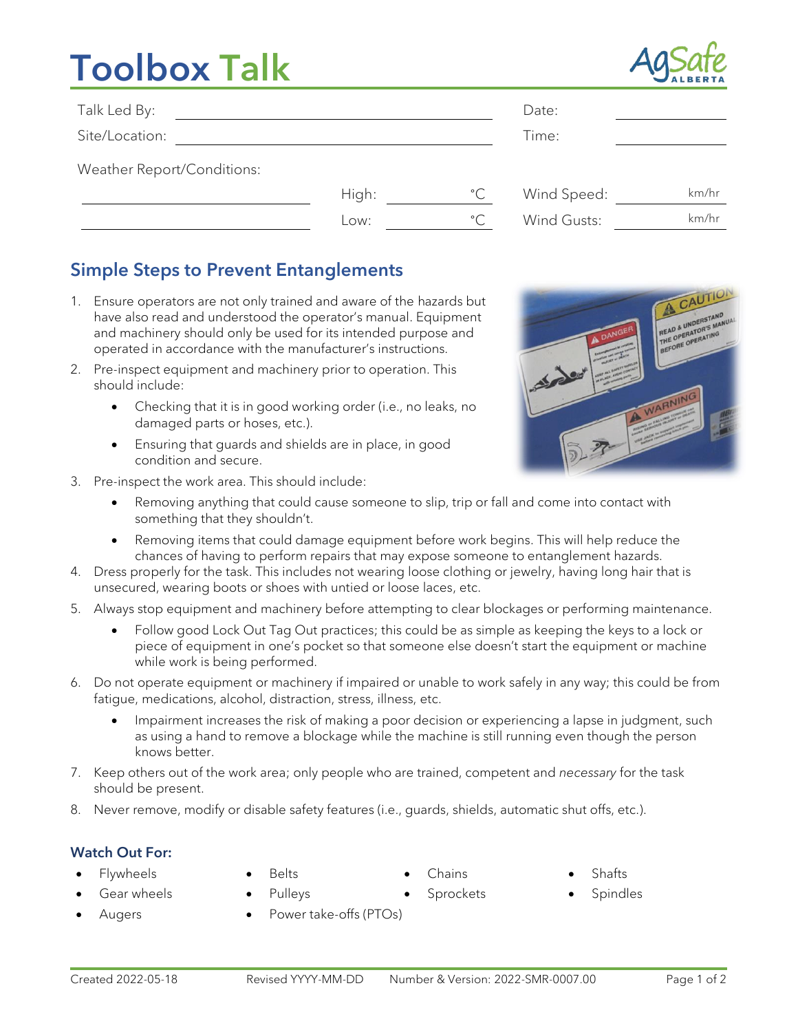# Toolbox Talk

| | | | |
|---|---|---|---|
| Talk Led By: | | Date: | |
| Site/Location: | | Time: | |

Weather Report/Conditions:

| | | | |
|---|---|---|---|
| | High: °C | Wind Speed: | km/hr |
| | Low: °C | Wind Gusts: | km/hr |

## Simple Steps to Prevent Entanglements

1. Ensure operators are not only trained and aware of the hazards but have also read and understood the operator's manual. Equipment and machinery should only be used for its intended purpose and operated in accordance with the manufacturer's instructions.
2. Pre-inspect equipment and machinery prior to operation. This should include:
   - Checking that it is in good working order (i.e., no leaks, no damaged parts or hoses, etc.).
   - Ensuring that guards and shields are in place, in good condition and secure.
3. Pre-inspect the work area. This should include:
   - Removing anything that could cause someone to slip, trip or fall and come into contact with something that they shouldn't.
   - Removing items that could damage equipment before work begins. This will help reduce the chances of having to perform repairs that may expose someone to entanglement hazards.
4. Dress properly for the task. This includes not wearing loose clothing or jewelry, having long hair that is unsecured, wearing boots or shoes with untied or loose laces, etc.
5. Always stop equipment and machinery before attempting to clear blockages or performing maintenance.
   - Follow good Lock Out Tag Out practices; this could be as simple as keeping the keys to a lock or piece of equipment in one's pocket so that someone else doesn't start the equipment or machine while work is being performed.
6. Do not operate equipment or machinery if impaired or unable to work safely in any way; this could be from fatigue, medications, alcohol, distraction, stress, illness, etc.
   - Impairment increases the risk of making a poor decision or experiencing a lapse in judgment, such as using a hand to remove a blockage while the machine is still running even though the person knows better.
7. Keep others out of the work area; only people who are trained, competent and *necessary* for the task should be present.
8. Never remove, modify or disable safety features (i.e., guards, shields, automatic shut offs, etc.).

### Watch Out For:

- Flywheels
- Gear wheels
- Augers
- Belts
- Pulleys
- Power take-offs (PTOs)
- Chains
- Sprockets
- Shafts
- Spindles

Created 2022-05-18 Revised YYYY-MM-DD Number & Version: 2022-SMR-0007.00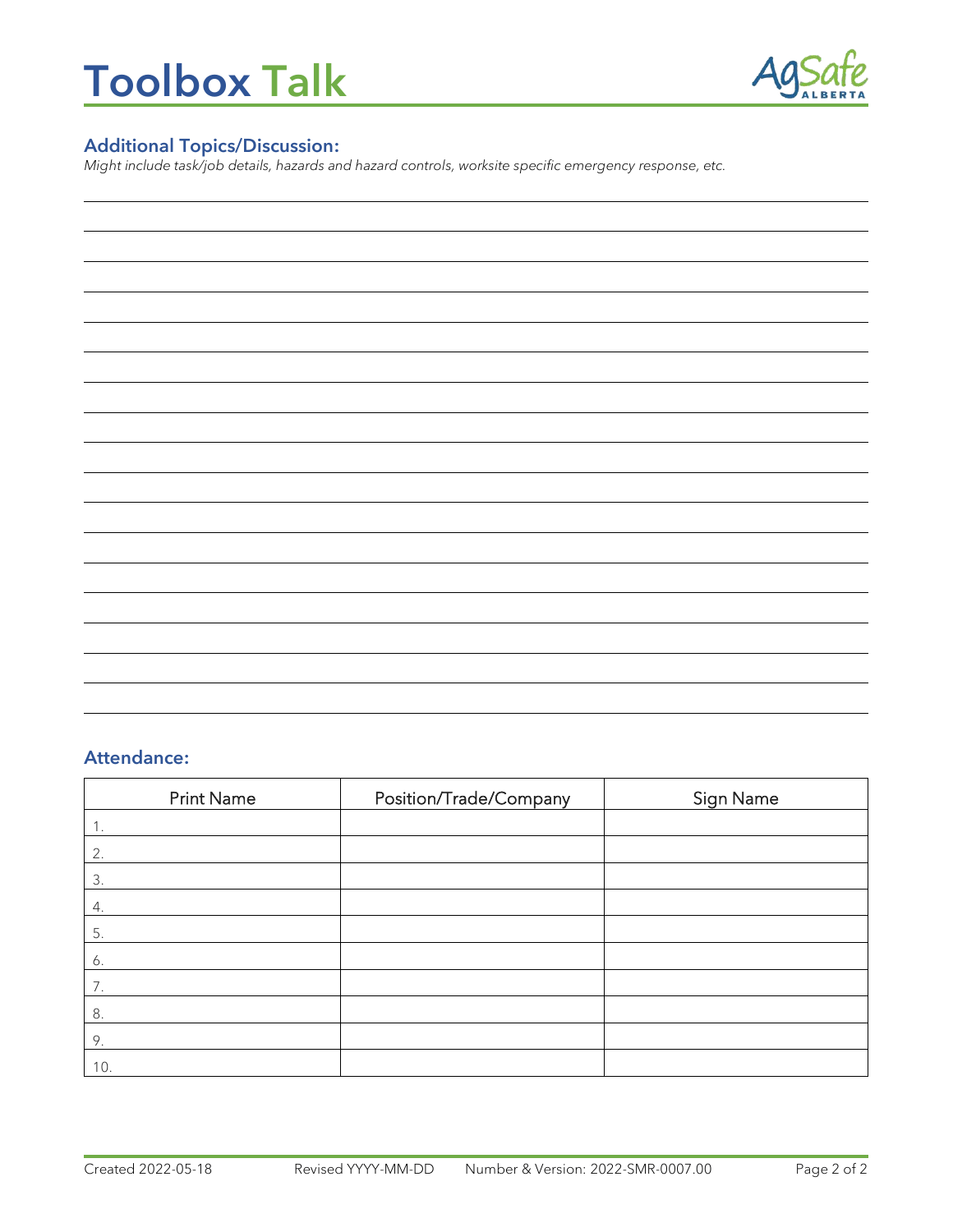# Toolbox Talk

## Additional Topics/Discussion:

*Might include task/job details, hazards and hazard controls, worksite specific emergency response, etc.*

## Attendance:

| Print Name | Position/Trade/Company | Sign Name |
| --- | --- | --- |
| 1. | | |
| 2. | | |
| 3. | | |
| 4. | | |
| 5. | | |
| 6. | | |
| 7. | | |
| 8. | | |
| 9. | | |
| 10. | | |

Created 2022-05-18 Revised YYYY-MM-DD Number & Version: 2022-SMR-0007.00